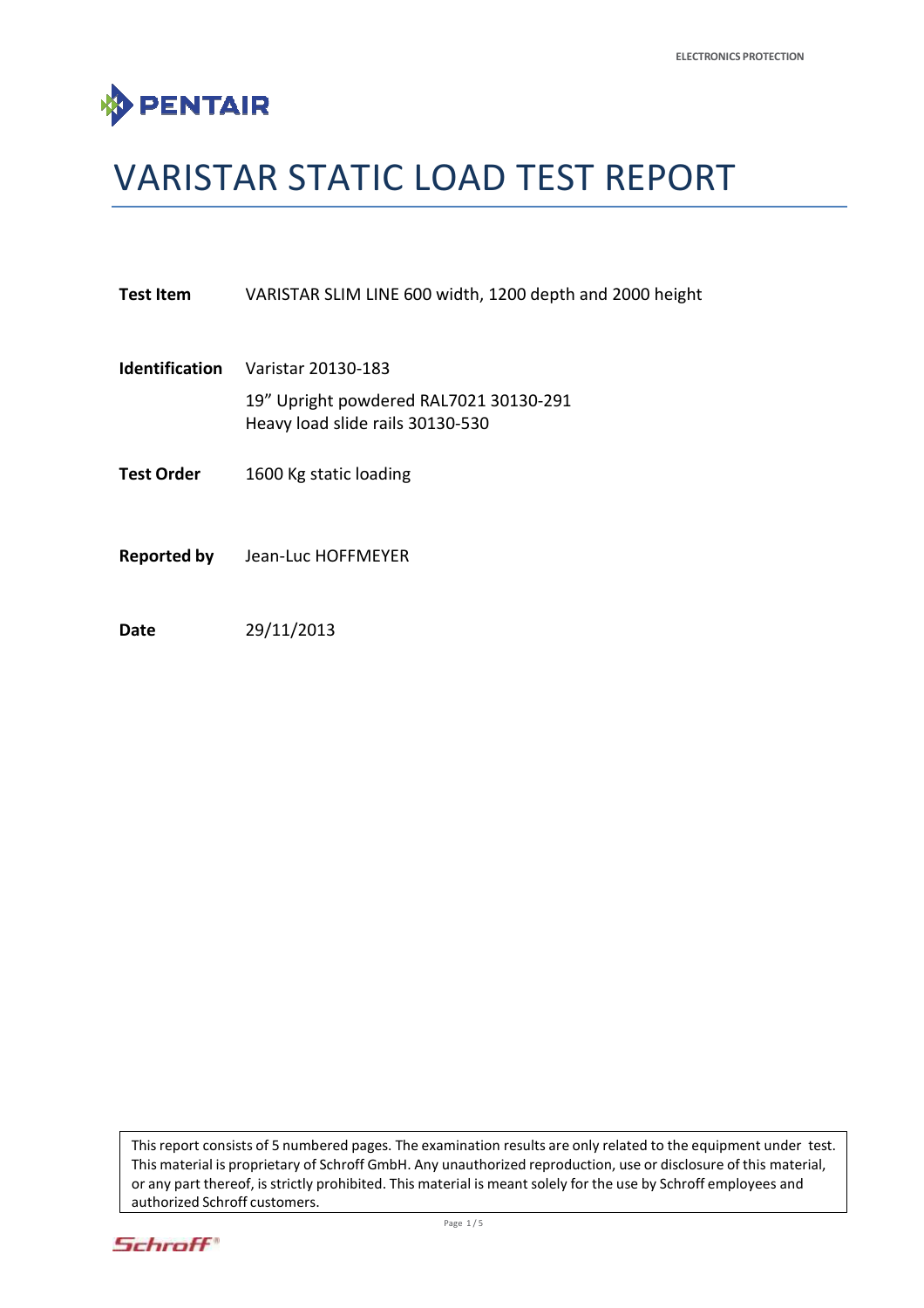# VARISTAR STATIC LOAD TEST REPORT

**Test Item** VARISTAR SLIM LINE 600 width, 1200 depth and 2000 height

**Identification** Varistar 20130-183

19” Upright powdered RAL7021 30130-291
Heavy load slide rails 30130-530

**Test Order** 1600 Kg static loading

**Reported by** Jean-Luc HOFFMEYER

**Date** 29/11/2013

This report consists of 5 numbered pages. The examination results are only related to the equipment under test. This material is proprietary of Schroff GmbH. Any unauthorized reproduction, use or disclosure of this material, or any part thereof, is strictly prohibited. This material is meant solely for the use by Schroff employees and authorized Schroff customers.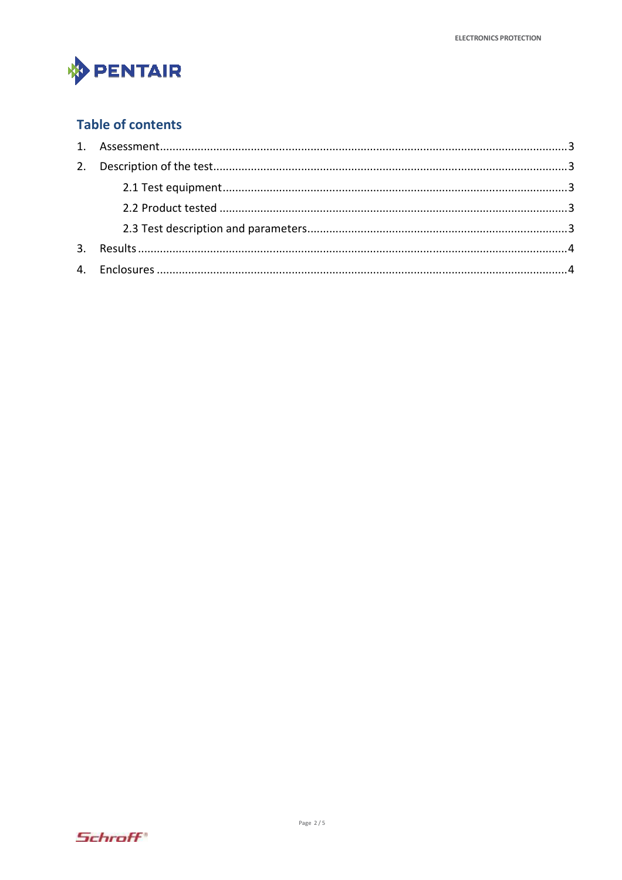## Table of contents

1. Assessment ........................................................................................................................ 3
2. Description of the test ....................................................................................................... 3
   - 2.1 Test equipment ........................................................................................................ 3
   - 2.2 Product tested ......................................................................................................... 3
   - 2.3 Test description and parameters ............................................................................ 3
3. Results ............................................................................................................................... 4
4. Enclosures ......................................................................................................................... 4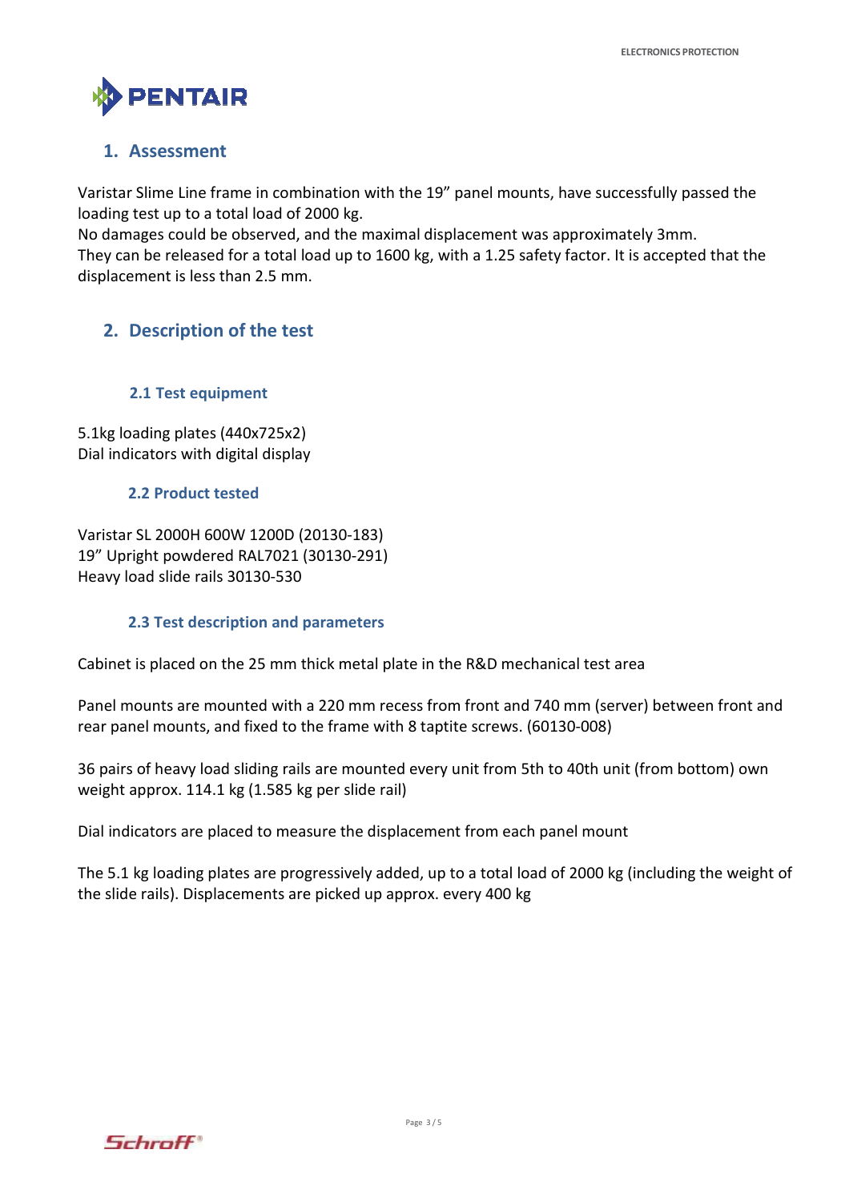## 1. Assessment

Varistar Slime Line frame in combination with the 19" panel mounts, have successfully passed the loading test up to a total load of 2000 kg.
No damages could be observed, and the maximal displacement was approximately 3mm.
They can be released for a total load up to 1600 kg, with a 1.25 safety factor. It is accepted that the displacement is less than 2.5 mm.

## 2. Description of the test

### 2.1 Test equipment

5.1kg loading plates (440x725x2)
Dial indicators with digital display

### 2.2 Product tested

Varistar SL 2000H 600W 1200D (20130-183)
19" Upright powdered RAL7021 (30130-291)
Heavy load slide rails 30130-530

### 2.3 Test description and parameters

Cabinet is placed on the 25 mm thick metal plate in the R&D mechanical test area

Panel mounts are mounted with a 220 mm recess from front and 740 mm (server) between front and rear panel mounts, and fixed to the frame with 8 taptite screws. (60130-008)

36 pairs of heavy load sliding rails are mounted every unit from 5th to 40th unit (from bottom) own weight approx. 114.1 kg (1.585 kg per slide rail)

Dial indicators are placed to measure the displacement from each panel mount

The 5.1 kg loading plates are progressively added, up to a total load of 2000 kg (including the weight of the slide rails). Displacements are picked up approx. every 400 kg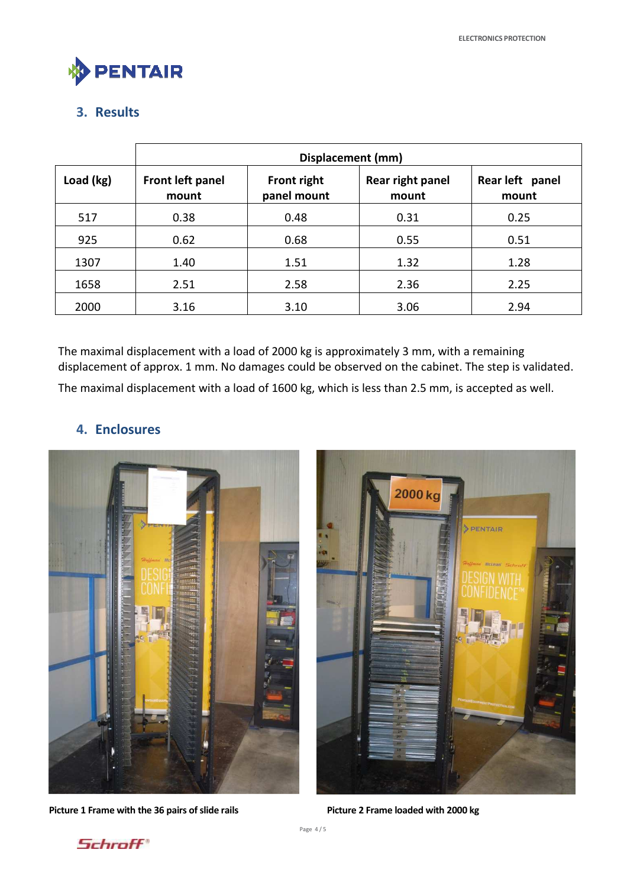## 3. Results

| Load (kg) | Displacement (mm) | | | |
|---|---|---|---|---|
| | Front left panel mount | Front right panel mount | Rear right panel mount | Rear left panel mount |
| 517 | 0.38 | 0.48 | 0.31 | 0.25 |
| 925 | 0.62 | 0.68 | 0.55 | 0.51 |
| 1307 | 1.40 | 1.51 | 1.32 | 1.28 |
| 1658 | 2.51 | 2.58 | 2.36 | 2.25 |
| 2000 | 3.16 | 3.10 | 3.06 | 2.94 |

The maximal displacement with a load of 2000 kg is approximately 3 mm, with a remaining displacement of approx. 1 mm. No damages could be observed on the cabinet. The step is validated.

The maximal displacement with a load of 1600 kg, which is less than 2.5 mm, is accepted as well.

## 4. Enclosures

**Picture 1 Frame with the 36 pairs of slide rails**

**Picture 2 Frame loaded with 2000 kg**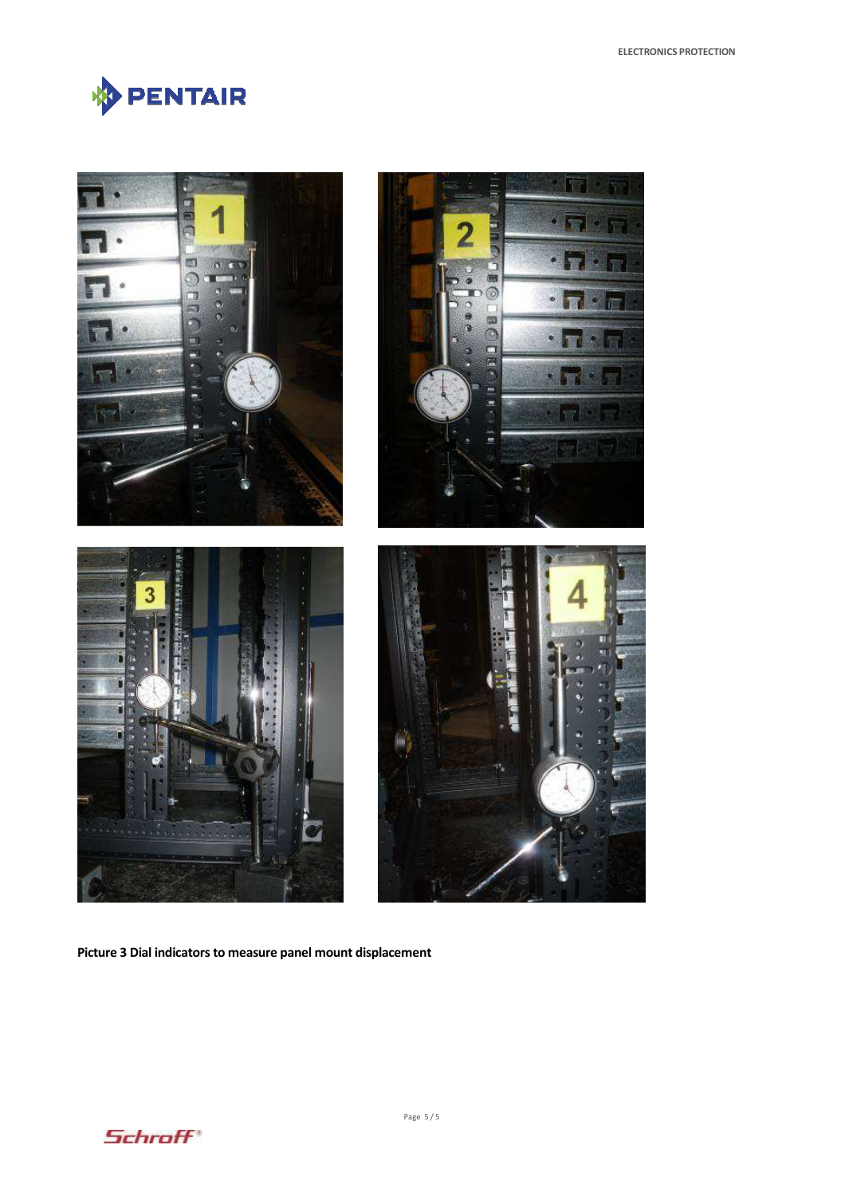**Picture 3 Dial indicators to measure panel mount displacement**